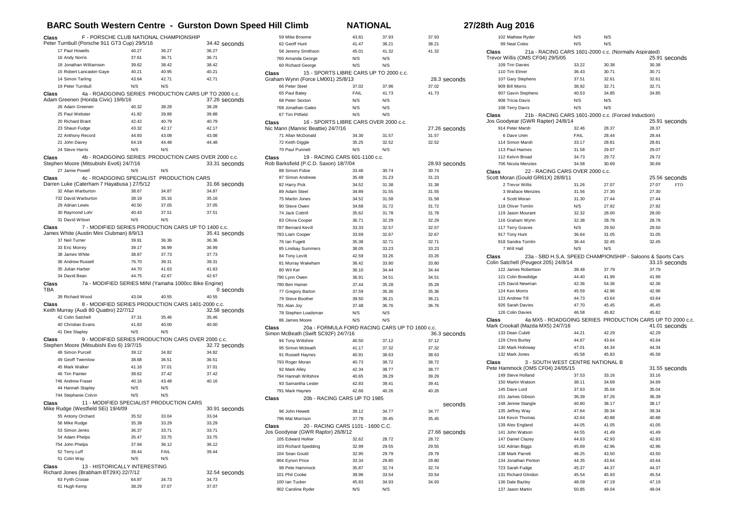# BARC South Western Centre - Gurston Down Speed Hill Climb

**NATIONAL** — **27/28th Aug 2016**

### Class F - PORSCHE CLUB NATIONAL CHAMPIONSHIP
Peter Turnbull (Porsche 911 GT3 Cup) 29/5/16 — 34.42 seconds

| | | | |
|---|---|---|---|
| 17 Paul Howells | 40.27 | 36.27 | 36.27 |
| 16 Andy Norris | 37.61 | 36.71 | 36.71 |
| 18 Jonathan Williamson | 39.62 | 38.42 | 38.42 |
| 15 Robert Lancaster-Gaye | 40.21 | 40.95 | 40.21 |
| 14 Simon Tarling | 43.64 | 42.71 | 42.71 |
| 19 Peter Turnbull | N/S | N/S | |

### Class 4a - ROADGOING SERIES PRODUCTION CARS UP TO 2000 c.c.
Adam Greenen (Honda Civic) 19/6/16 — 37.26 seconds

| | | | |
|---|---|---|---|
| 26 Adam Greenen | 40.32 | 38.28 | 38.28 |
| 25 Paul Webster | 41.82 | 39.88 | 39.88 |
| 20 Richard Brant | 42.42 | 40.79 | 40.79 |
| 23 Shaun Fudge | 43.32 | 42.17 | 42.17 |
| 22 Anthony Record | 44.93 | 43.08 | 43.08 |
| 21 John Davey | 64.19 | 44.48 | 44.48 |
| 24 Steve Harris | N/S | N/S | |

### Class 4b - ROADGOING SERIES PRODUCTION CARS OVER 2000 c.c.
Stephen Moore (Mitsubishi Evo6) 24/7/16 — 33.31 seconds

| | | | |
|---|---|---|---|
| 27 Jamie Powell | N/S | N/S | |

### Class 4c - ROADGOING SPECIALIST PRODUCTION CARS
Darren Luke (Caterham 7 Hayabusa ) 27/5/12 — 31.66 seconds

| | | | |
|---|---|---|---|
| 32 Allan Warburton | 38.67 | 34.87 | 34.87 |
| 732 David Warburton | 38.19 | 35.16 | 35.16 |
| 29 Adrian Lewis | 40.50 | 37.05 | 37.05 |
| 30 Raymond Lohr | 40.43 | 37.51 | 37.51 |
| 31 David Wilson | N/S | N/S | |

### Class 7 - MODIFIED SERIES PRODUCTION CARS UP TO 1400 c.c.
James White (Austin Mini Clubman) 8/9/13 — 35.41 seconds

| | | | |
|---|---|---|---|
| 37 Neil Turner | 39.91 | 36.36 | 36.36 |
| 33 Eric Morrey | 39.17 | 36.99 | 36.99 |
| 38 James White | 38.87 | 37.73 | 37.73 |
| 36 Andrew Russell | 76.70 | 39.31 | 39.31 |
| 35 Julian Harber | 44.70 | 41.63 | 41.63 |
| 34 David Bean | 44.75 | 42.67 | 42.67 |

### Class 7a - MODIFIED SERIES MINI (Yamaha 1000cc Bike Engine)
TBA — 0 seconds

| | | | |
|---|---|---|---|
| 39 Richard Wood | 43.04 | 40.55 | 40.55 |

### Class 8 - MODIFIED SERIES PRODUCTION CARS 1401-2000 c.c.
Keith Murray (Audi 80 Quattro) 22/7/12 — 32.58 seconds

| | | | |
|---|---|---|---|
| 42 Colin Satchell | 37.31 | 35.46 | 35.46 |
| 40 Christian Evans | 41.83 | 40.00 | 40.00 |
| 41 Dee Stapley | N/S | N/S | |

### Class 9 - MODIFIED SERIES PRODUCTION CARS OVER 2000 c.c.
Stephen Moore (Mitsubishi Evo 6) 19/7/15 — 32.72 seconds

| | | | |
|---|---|---|---|
| 48 Simon Purcell | 39.12 | 34.82 | 34.82 |
| 49 Geoff Twemlow | 38.68 | 36.51 | 36.51 |
| 45 Mark Walker | 41.16 | 37.01 | 37.01 |
| 46 Tim Painter | 38.62 | 37.42 | 37.42 |
| 746 Andrew Fraser | 40.16 | 43.48 | 40.16 |
| 44 Hannah Stapley | N/S | N/S | |
| 744 Stephanie Colvin | N/S | N/S | |

### Class 11 - MODIFIED SPECIALIST PRODUCTION CARS
Mike Rudge (Westfield SEi) 19/4/09 — 30.91 seconds

| | | | |
|---|---|---|---|
| 55 Antony Orchard | 35.52 | 33.04 | 33.04 |
| 56 Mike Rudge | 35.39 | 33.29 | 33.29 |
| 53 Simon Jenks | 36.37 | 33.71 | 33.71 |
| 54 Adam Phelps | 35.47 | 33.75 | 33.75 |
| 754 John Phelps | 37.94 | 36.12 | 36.12 |
| 52 Terry Luff | 39.44 | FAIL | 39.44 |
| 51 Colin Way | N/S | N/S | |

### Class 13 - HISTORICALLY INTERESTING
Richard Jones (Brabham BT29X) 22/7/12 — 32.54 seconds

| | | | |
|---|---|---|---|
| 63 Fyrth Crosse | 64.87 | 34.73 | 34.73 |
| 61 Hugh Kemp | 38.29 | 37.07 | 37.07 |
| 59 Mike Broome | 43.81 | 37.93 | 37.93 |
| 62 Geoff Hunt | 41.47 | 38.21 | 38.21 |
| 58 Jeremy Smithson | 45.01 | 41.32 | 41.32 |
| 760 Amanda George | N/S | N/S | |
| 60 Richard George | N/S | N/S | |

### Class 15 - SPORTS LIBRE CARS UP TO 2000 c.c.
Graham Wynn (Force LM001) 25/8/13 — 28.3 seconds

| | | | |
|---|---|---|---|
| 66 Peter Steel | 37.02 | 37.96 | 37.02 |
| 65 Paul Batey | FAIL | 41.73 | 41.73 |
| 68 Peter Sexton | N/S | N/S | |
| 768 Jonathan Gates | N/S | N/S | |
| 67 Tim Pitfield | N/S | N/S | |

### Class 16 - SPORTS LIBRE CARS OVER 2000 c.c.
Nic Mann (Mannic Beattie) 24/7/16 — 27.26 seconds

| | | | |
|---|---|---|---|
| 71 Allan McDonald | 34.30 | 31.57 | 31.57 |
| 72 Keith Diggle | 35.25 | 32.52 | 32.52 |
| 70 Paul Punnett | N/S | N/S | |

### Class 19 - RACING CARS 601-1100 c.c.
Rob Barksfield (P.C.D. Saxon) 18/7/04 — 28.93 seconds

| | | | |
|---|---|---|---|
| 88 Simon Fidoe | 33.46 | 30.74 | 30.74 |
| 87 Simon Andrews | 35.48 | 31.23 | 31.23 |
| 82 Harry Pick | 34.52 | 31.38 | 31.38 |
| 89 Adam Steel | 34.89 | 31.55 | 31.55 |
| 75 Martin Jones | 34.52 | 31.58 | 31.58 |
| 90 Steve Owen | 34.68 | 31.72 | 31.72 |
| 74 Jack Cottrill | 35.62 | 31.78 | 31.78 |
| 83 Olivia Cooper | 36.71 | 32.29 | 32.29 |
| 787 Bernard Kevill | 33.33 | 32.57 | 32.57 |
| 783 Liam Cooper | 33.69 | 32.67 | 32.67 |
| 76 Ian Fugett | 35.38 | 32.71 | 32.71 |
| 85 Lindsay Summers | 38.05 | 33.23 | 33.23 |
| 84 Tony Levitt | 42.59 | 33.26 | 33.26 |
| 81 Murray Wakeham | 36.42 | 33.80 | 33.80 |
| 80 Wil Ker | 36.10 | 34.44 | 34.44 |
| 790 Lynn Owen | 36.91 | 34.51 | 34.51 |
| 780 Ben Hamer | 37.44 | 35.28 | 35.28 |
| 77 Gregory Barton | 37.59 | 35.36 | 35.36 |
| 79 Steve Boother | 39.50 | 36.21 | 36.21 |
| 781 Alan Joy | 37.48 | 36.76 | 36.76 |
| 78 Stephen Loadsman | N/S | N/S | |
| 86 James Moore | N/S | N/S | |

### Class 20a - FORMULA FORD RACING CARS UP TO 1600 c.c.
Simon McBeath (Swift SC92F) 24/7/16 — 36.3 seconds

| | | | |
|---|---|---|---|
| 94 Tony Wiltshire | 40.50 | 37.12 | 37.12 |
| 95 Simon Mcbeath | 41.17 | 37.32 | 37.32 |
| 91 Russell Haynes | 40.91 | 38.63 | 38.63 |
| 793 Roger Moran | 40.73 | 38.72 | 38.72 |
| 92 Mark Alley | 42.34 | 38.77 | 38.77 |
| 794 Hannah Wiltshire | 40.65 | 39.29 | 39.29 |
| 93 Samantha Lester | 42.83 | 39.41 | 39.41 |
| 791 Mark Haynes | 42.66 | 40.26 | 40.26 |

### Class 20b - RACING CARS UP TO 1985
seconds

| | | | |
|---|---|---|---|
| 96 John Hewett | 39.12 | 34.77 | 34.77 |
| 796 Mat Morrison | 37.78 | 35.45 | 35.45 |

### Class 20 - RACING CARS 1101 - 1600 C.C.
Jos Goodyear (GWR Raptor) 26/8/12 — 27.66 seconds

| | | | |
|---|---|---|---|
| 105 Edward Hollier | 32.62 | 28.72 | 28.72 |
| 103 Richard Spedding | 32.99 | 29.55 | 29.55 |
| 104 Sean Gould | 32.95 | 29.79 | 29.79 |
| 904 Eynon Price | 33.34 | 29.80 | 29.80 |
| 98 Pete Hammock | 35.87 | 32.74 | 32.74 |
| 101 Phil Cooke | 39.96 | 33.54 | 33.54 |
| 100 Ian Tucker | 45.83 | 34.93 | 34.93 |
| 902 Caroline Ryder | N/S | N/S | |
| 102 Mathew Ryder | N/S | N/S | |
| 99 Neal Coles | N/S | N/S | |

### Class 21a - RACING CARS 1601-2000 c.c. (Normally Aspirated)
Trevor Willis (OMS CF04) 29/5/05 — 25.91 seconds

| | | | |
|---|---|---|---|
| 109 Tim Davies | 33.22 | 30.38 | 30.38 |
| 110 Tim Elmer | 36.43 | 30.71 | 30.71 |
| 107 Gary Stephens | 37.51 | 32.61 | 32.61 |
| 909 Bill Morris | 38.92 | 32.71 | 32.71 |
| 907 Gavin Stephens | 40.53 | 34.85 | 34.85 |
| 908 Tricia Davis | N/S | N/S | |
| 108 Terry Davis | N/S | N/S | |

### Class 21b - RACING CARS 1601-2000 c.c. (Forced Induction)
Jos Goodyear (GWR Rapter) 24/8/14 — 25.91 seconds

| | | | |
|---|---|---|---|
| 914 Peter Marsh | 32.46 | 28.37 | 28.37 |
| 6 Dave Uren | FAIL | 28.44 | 28.44 |
| 114 Simon Marsh | 33.17 | 28.81 | 28.81 |
| 113 Paul Haimes | 31.58 | 29.07 | 29.07 |
| 112 Kelvin Broad | 34.73 | 29.72 | 29.72 |
| 706 Nicola Menzies | 34.58 | 30.69 | 30.69 |

### Class 22 - RACING CARS OVER 2000 c.c.
Scott Moran (Gould GR61X) 28/8/11 — 25.56 seconds

| | | | | |
|---|---|---|---|---|
| 2 Trevor Willis | 31.26 | 27.07 | 27.07 | FTD |
| 3 Wallace Menzies | 31.56 | 27.30 | 27.30 | |
| 4 Scott Moran | 31.30 | 27.44 | 27.44 | |
| 118 Oliver Tomlin | N/S | 27.92 | 27.92 | |
| 119 Jason Mourant | 32.32 | 28.00 | 28.00 | |
| 116 Graham Wynn | 32.38 | 28.78 | 28.78 | |
| 117 Terry Graves | N/S | 29.50 | 29.50 | |
| 917 Tony Hunt | 36.64 | 31.05 | 31.05 | |
| 918 Sandra Tomlin | 36.44 | 32.45 | 32.45 | |
| 7 Will Hall | N/S | N/S | | |

### Class 23a - SBD H.S.A. SPEED CHAMPIONSHIP - Saloons & Sports Cars
Colin Satchell (Peugeot 205) 24/8/14 — 33.15 seconds

| | | | |
|---|---|---|---|
| 122 James Robertson | 38.48 | 37.79 | 37.79 |
| 121 Colin Bowdidge | 44.40 | 41.99 | 41.99 |
| 125 David Newman | 42.36 | 54.36 | 42.36 |
| 124 Ken Morris | 45.59 | 42.96 | 42.96 |
| 123 Andrew Till | 44.73 | 43.64 | 43.64 |
| 926 Sarah Davies | 47.70 | 45.45 | 45.45 |
| 126 Colin Davies | 46.58 | 45.82 | 45.82 |

### Class 4a MX5 - ROADGOING SERIES PRODUCTION CARS UP TO 2000 c.c.
Mark Crookall (Mazda MX5) 24/7/16 — 41.01 seconds

| | | | |
|---|---|---|---|
| 133 Dean Cubitt | 44.21 | 42.29 | 42.29 |
| 129 Chris Burley | 44.87 | 43.64 | 43.64 |
| 130 Mark Holloway | 47.01 | 44.34 | 44.34 |
| 132 Mark Jones | 45.58 | 45.83 | 45.58 |

### Class 3 - SOUTH WEST CENTRE NATIONAL B
Pete Hammock (OMS CF04) 24/05/15 — 31.55 seconds

| | | | |
|---|---|---|---|
| 149 Steve Holland | 37.53 | 33.16 | 33.16 |
| 150 Martin Watson | 38.11 | 34.69 | 34.69 |
| 145 Dave Lord | 37.63 | 35.04 | 35.04 |
| 151 James Gibson | 36.39 | 67.26 | 36.39 |
| 148 Jennie Stangle | 40.80 | 38.17 | 38.17 |
| 135 Jeffrey Way | 47.64 | 39.34 | 39.34 |
| 144 Kevin Thomas | 42.64 | 40.88 | 40.88 |
| 139 Alex England | 44.05 | 41.05 | 41.05 |
| 141 John Watson | 44.55 | 41.49 | 41.49 |
| 147 Daniel Clazey | 44.63 | 42.93 | 42.93 |
| 142 Adrian Biggs | 45.69 | 42.96 | 42.96 |
| 138 Mark Parrett | 46.25 | 43.50 | 43.50 |
| 134 Jonathan Penton | 44.35 | 43.64 | 43.64 |
| 723 Sarah Fudge | 45.37 | 44.37 | 44.37 |
| 131 Richard Glindon | 45.54 | 45.93 | 45.54 |
| 136 Dale Bazley | 48.09 | 47.19 | 47.19 |
| 137 Jason Martin | 50.85 | 49.04 | 49.04 |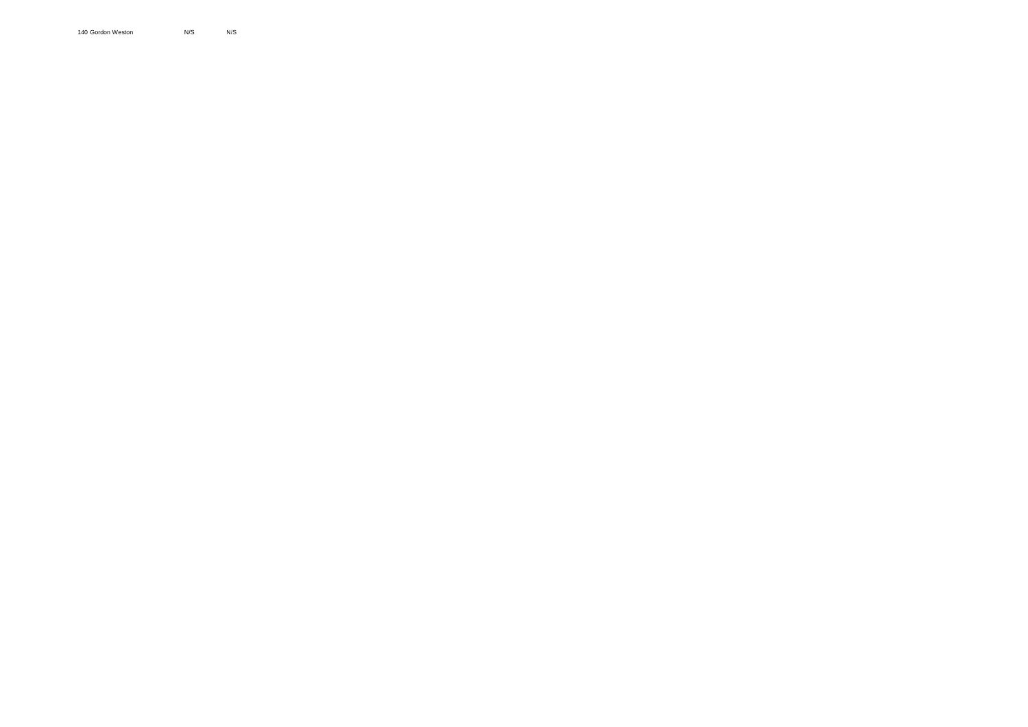| | | | |
|---|---|---|---|
| 140 | Gordon Weston | N/S | N/S |